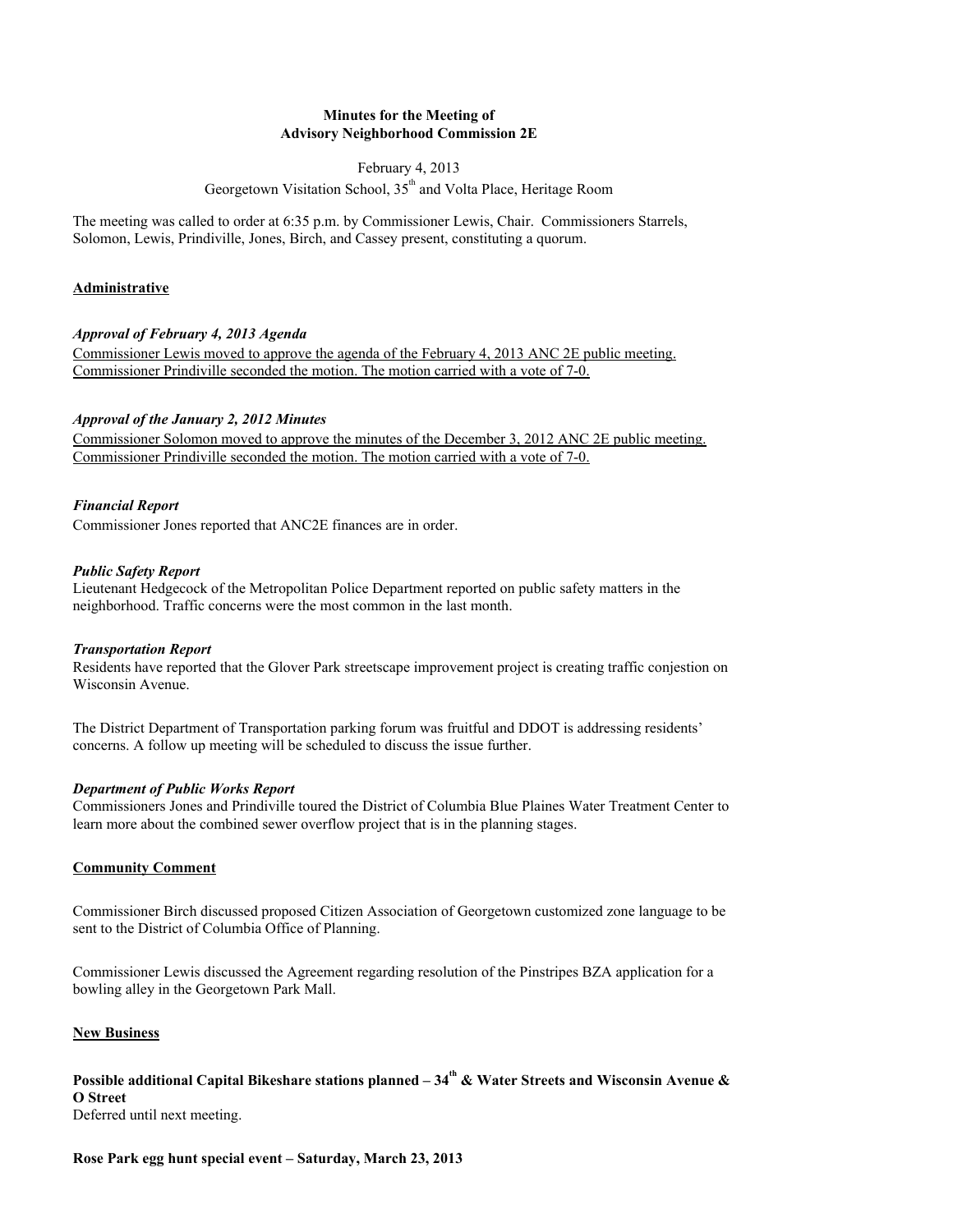**Minutes for the Meeting of**
**Advisory Neighborhood Commission 2E**

February 4, 2013
Georgetown Visitation School, 35th and Volta Place, Heritage Room

The meeting was called to order at 6:35 p.m. by Commissioner Lewis, Chair. Commissioners Starrels, Solomon, Lewis, Prindiville, Jones, Birch, and Cassey present, constituting a quorum.

## Administrative

### *Approval of February 4, 2013 Agenda*

Commissioner Lewis moved to approve the agenda of the February 4, 2013 ANC 2E public meeting. Commissioner Prindiville seconded the motion. The motion carried with a vote of 7-0.

### *Approval of the January 2, 2012 Minutes*

Commissioner Solomon moved to approve the minutes of the December 3, 2012 ANC 2E public meeting. Commissioner Prindiville seconded the motion. The motion carried with a vote of 7-0.

### *Financial Report*

Commissioner Jones reported that ANC2E finances are in order.

### *Public Safety Report*

Lieutenant Hedgecock of the Metropolitan Police Department reported on public safety matters in the neighborhood. Traffic concerns were the most common in the last month.

### *Transportation Report*

Residents have reported that the Glover Park streetscape improvement project is creating traffic conjestion on Wisconsin Avenue.

The District Department of Transportation parking forum was fruitful and DDOT is addressing residents' concerns. A follow up meeting will be scheduled to discuss the issue further.

### *Department of Public Works Report*

Commissioners Jones and Prindiville toured the District of Columbia Blue Plaines Water Treatment Center to learn more about the combined sewer overflow project that is in the planning stages.

## Community Comment

Commissioner Birch discussed proposed Citizen Association of Georgetown customized zone language to be sent to the District of Columbia Office of Planning.

Commissioner Lewis discussed the Agreement regarding resolution of the Pinstripes BZA application for a bowling alley in the Georgetown Park Mall.

## New Business

### Possible additional Capital Bikeshare stations planned – 34th & Water Streets and Wisconsin Avenue & O Street

Deferred until next meeting.

### Rose Park egg hunt special event – Saturday, March 23, 2013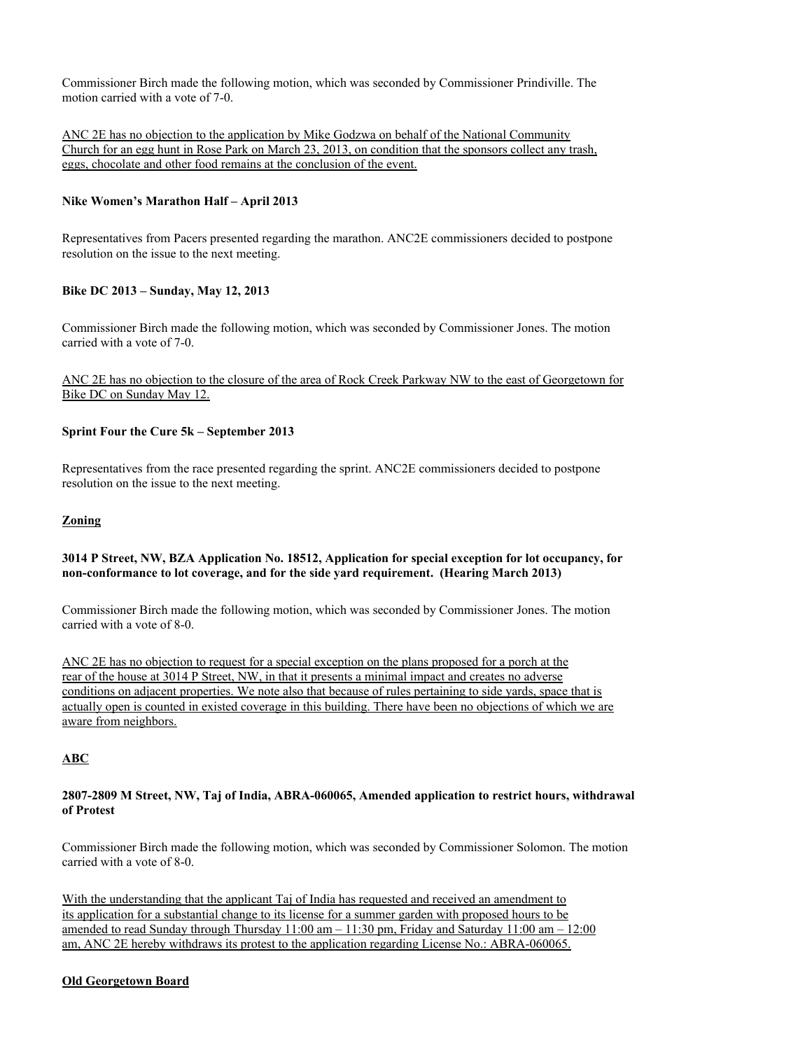Commissioner Birch made the following motion, which was seconded by Commissioner Prindiville. The motion carried with a vote of 7-0.

<u>ANC 2E has no objection to the application by Mike Godzwa on behalf of the National Community Church for an egg hunt in Rose Park on March 23, 2013, on condition that the sponsors collect any trash, eggs, chocolate and other food remains at the conclusion of the event.</u>

**Nike Women's Marathon Half – April 2013**

Representatives from Pacers presented regarding the marathon. ANC2E commissioners decided to postpone resolution on the issue to the next meeting.

**Bike DC 2013 – Sunday, May 12, 2013**

Commissioner Birch made the following motion, which was seconded by Commissioner Jones. The motion carried with a vote of 7-0.

<u>ANC 2E has no objection to the closure of the area of Rock Creek Parkway NW to the east of Georgetown for Bike DC on Sunday May 12.</u>

**Sprint Four the Cure 5k – September 2013**

Representatives from the race presented regarding the sprint. ANC2E commissioners decided to postpone resolution on the issue to the next meeting.

**<u>Zoning</u>**

**3014 P Street, NW, BZA Application No. 18512, Application for special exception for lot occupancy, for non-conformance to lot coverage, and for the side yard requirement. (Hearing March 2013)**

Commissioner Birch made the following motion, which was seconded by Commissioner Jones. The motion carried with a vote of 8-0.

<u>ANC 2E has no objection to request for a special exception on the plans proposed for a porch at the rear of the house at 3014 P Street, NW, in that it presents a minimal impact and creates no adverse conditions on adjacent properties. We note also that because of rules pertaining to side yards, space that is actually open is counted in existed coverage in this building. There have been no objections of which we are aware from neighbors.</u>

**<u>ABC</u>**

**2807-2809 M Street, NW, Taj of India, ABRA-060065, Amended application to restrict hours, withdrawal of Protest**

Commissioner Birch made the following motion, which was seconded by Commissioner Solomon. The motion carried with a vote of 8-0.

<u>With the understanding that the applicant Taj of India has requested and received an amendment to its application for a substantial change to its license for a summer garden with proposed hours to be amended to read Sunday through Thursday 11:00 am – 11:30 pm, Friday and Saturday 11:00 am – 12:00 am, ANC 2E hereby withdraws its protest to the application regarding License No.: ABRA-060065.</u>

**<u>Old Georgetown Board</u>**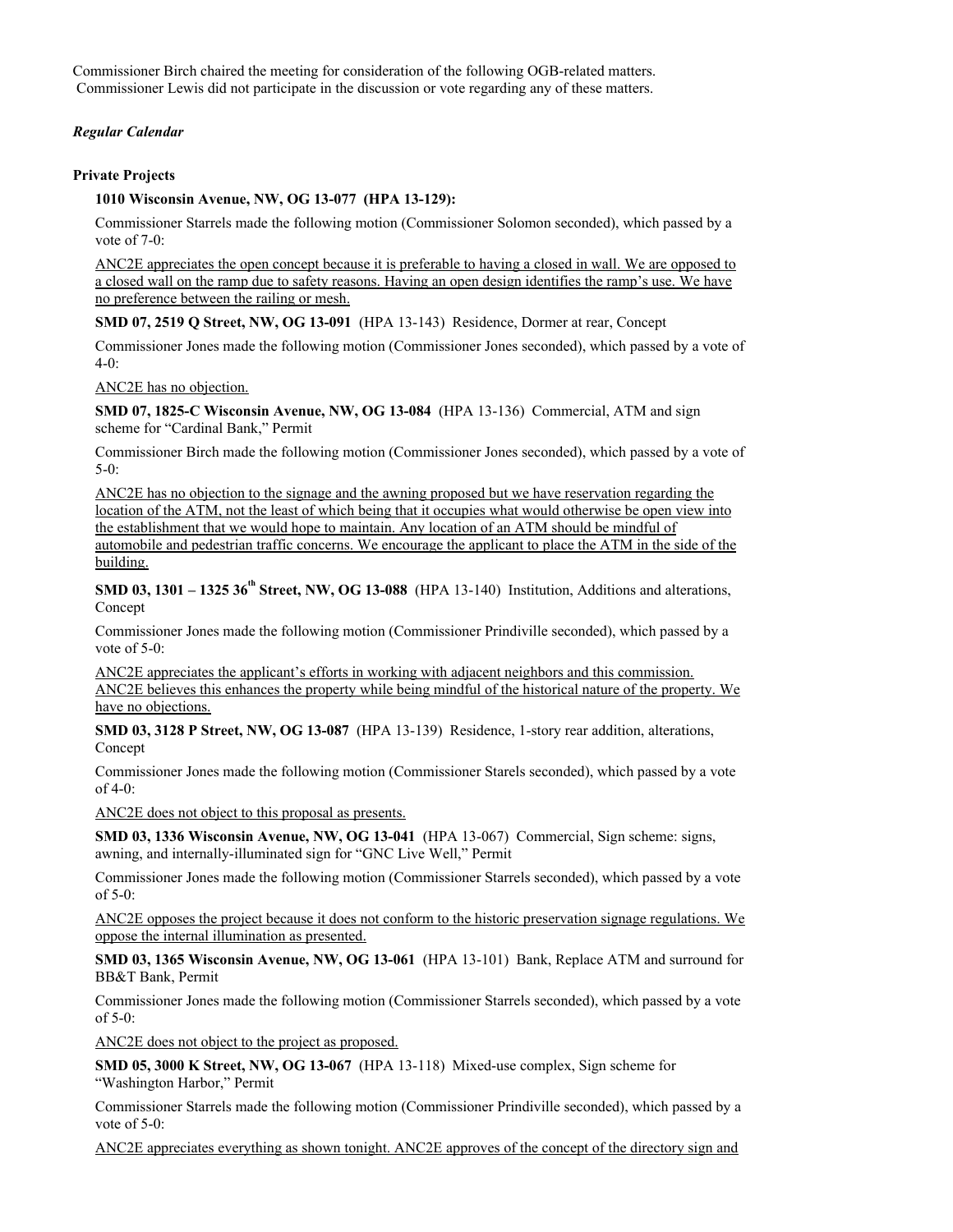Commissioner Birch chaired the meeting for consideration of the following OGB-related matters. Commissioner Lewis did not participate in the discussion or vote regarding any of these matters.

***Regular Calendar***

**Private Projects**

**1010 Wisconsin Avenue, NW, OG 13-077 (HPA 13-129):**

Commissioner Starrels made the following motion (Commissioner Solomon seconded), which passed by a vote of 7-0:

<u>ANC2E appreciates the open concept because it is preferable to having a closed in wall. We are opposed to a closed wall on the ramp due to safety reasons. Having an open design identifies the ramp's use. We have no preference between the railing or mesh.</u>

**SMD 07, 2519 Q Street, NW, OG 13-091** (HPA 13-143) Residence, Dormer at rear, Concept

Commissioner Jones made the following motion (Commissioner Jones seconded), which passed by a vote of 4-0:

<u>ANC2E has no objection.</u>

**SMD 07, 1825-C Wisconsin Avenue, NW, OG 13-084** (HPA 13-136) Commercial, ATM and sign scheme for "Cardinal Bank," Permit

Commissioner Birch made the following motion (Commissioner Jones seconded), which passed by a vote of 5-0:

<u>ANC2E has no objection to the signage and the awning proposed but we have reservation regarding the location of the ATM, not the least of which being that it occupies what would otherwise be open view into the establishment that we would hope to maintain. Any location of an ATM should be mindful of automobile and pedestrian traffic concerns. We encourage the applicant to place the ATM in the side of the building.</u>

**SMD 03, 1301 – 1325 36th Street, NW, OG 13-088** (HPA 13-140) Institution, Additions and alterations, Concept

Commissioner Jones made the following motion (Commissioner Prindiville seconded), which passed by a vote of 5-0:

<u>ANC2E appreciates the applicant's efforts in working with adjacent neighbors and this commission. ANC2E believes this enhances the property while being mindful of the historical nature of the property. We have no objections.</u>

**SMD 03, 3128 P Street, NW, OG 13-087** (HPA 13-139) Residence, 1-story rear addition, alterations, Concept

Commissioner Jones made the following motion (Commissioner Starels seconded), which passed by a vote of 4-0:

<u>ANC2E does not object to this proposal as presents.</u>

**SMD 03, 1336 Wisconsin Avenue, NW, OG 13-041** (HPA 13-067) Commercial, Sign scheme: signs, awning, and internally-illuminated sign for "GNC Live Well," Permit

Commissioner Jones made the following motion (Commissioner Starrels seconded), which passed by a vote of 5-0:

<u>ANC2E opposes the project because it does not conform to the historic preservation signage regulations. We oppose the internal illumination as presented.</u>

**SMD 03, 1365 Wisconsin Avenue, NW, OG 13-061** (HPA 13-101) Bank, Replace ATM and surround for BB&T Bank, Permit

Commissioner Jones made the following motion (Commissioner Starrels seconded), which passed by a vote of 5-0:

<u>ANC2E does not object to the project as proposed.</u>

**SMD 05, 3000 K Street, NW, OG 13-067** (HPA 13-118) Mixed-use complex, Sign scheme for "Washington Harbor," Permit

Commissioner Starrels made the following motion (Commissioner Prindiville seconded), which passed by a vote of 5-0:

<u>ANC2E appreciates everything as shown tonight. ANC2E approves of the concept of the directory sign and</u>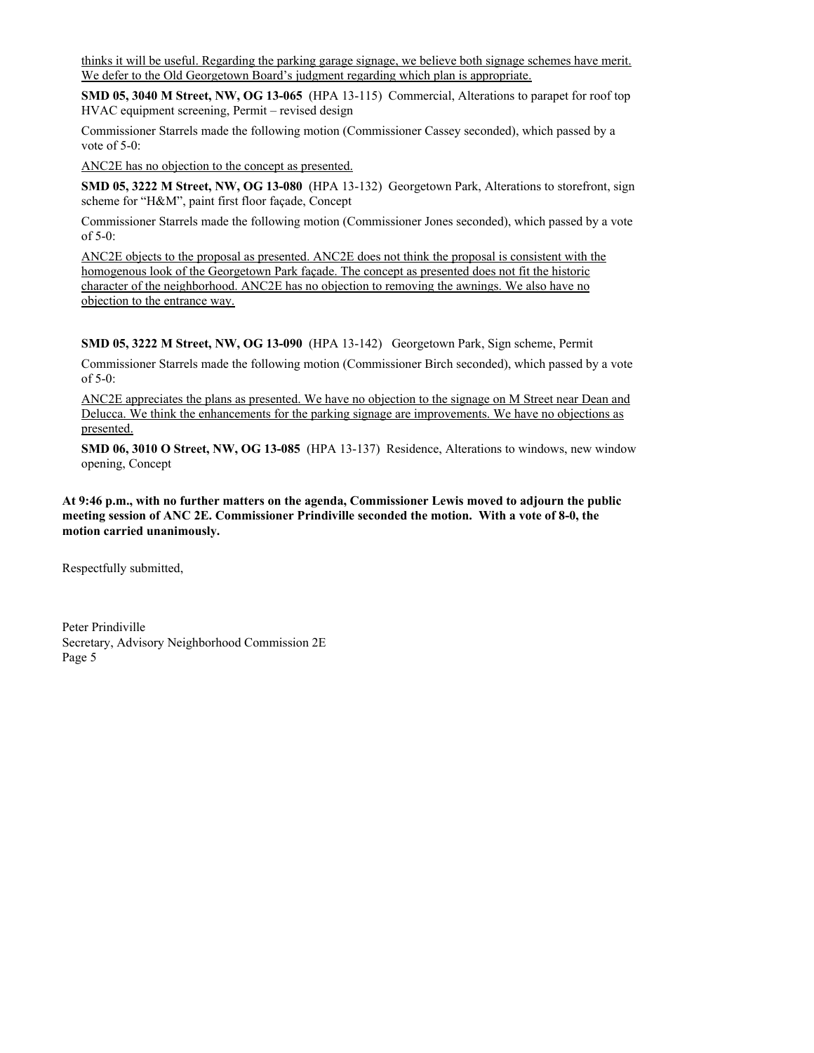thinks it will be useful. Regarding the parking garage signage, we believe both signage schemes have merit. We defer to the Old Georgetown Board's judgment regarding which plan is appropriate.

**SMD 05, 3040 M Street, NW, OG 13-065** (HPA 13-115) Commercial, Alterations to parapet for roof top HVAC equipment screening, Permit – revised design

Commissioner Starrels made the following motion (Commissioner Cassey seconded), which passed by a vote of 5-0:

ANC2E has no objection to the concept as presented.

**SMD 05, 3222 M Street, NW, OG 13-080** (HPA 13-132) Georgetown Park, Alterations to storefront, sign scheme for "H&M", paint first floor façade, Concept

Commissioner Starrels made the following motion (Commissioner Jones seconded), which passed by a vote of 5-0:

ANC2E objects to the proposal as presented. ANC2E does not think the proposal is consistent with the homogenous look of the Georgetown Park façade. The concept as presented does not fit the historic character of the neighborhood. ANC2E has no objection to removing the awnings. We also have no objection to the entrance way.

**SMD 05, 3222 M Street, NW, OG 13-090** (HPA 13-142) Georgetown Park, Sign scheme, Permit

Commissioner Starrels made the following motion (Commissioner Birch seconded), which passed by a vote of 5-0:

ANC2E appreciates the plans as presented. We have no objection to the signage on M Street near Dean and Delucca. We think the enhancements for the parking signage are improvements. We have no objections as presented.

**SMD 06, 3010 O Street, NW, OG 13-085** (HPA 13-137) Residence, Alterations to windows, new window opening, Concept

**At 9:46 p.m., with no further matters on the agenda, Commissioner Lewis moved to adjourn the public meeting session of ANC 2E. Commissioner Prindiville seconded the motion. With a vote of 8-0, the motion carried unanimously.**

Respectfully submitted,

Peter Prindiville
Secretary, Advisory Neighborhood Commission 2E